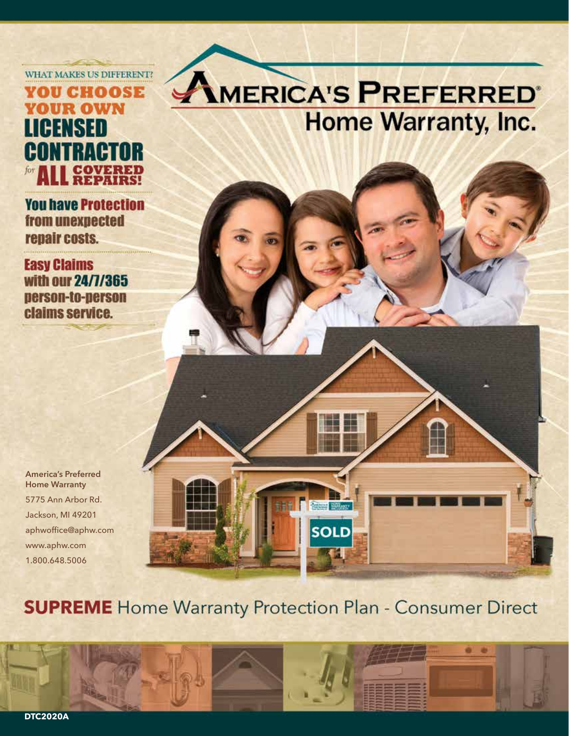# AMERICA'S PREFERRED® Home Warranty, Inc.

WHAT MAKES US DIFFERENT?

**YOU CHOOSE YOUR OWN LICENSED CONTRACTOR** *for* **ALL COVERED REPAIRS!**

**You have Protection from unexpected repair costs.**

**Easy Claims with our 24/7/365 person-to-person claims service.**

**America's Preferred Home Warranty**
5775 Ann Arbor Rd.
Jackson, MI 49201
aphwoffice@aphw.com
www.aphw.com
1.800.648.5006

## **SUPREME** Home Warranty Protection Plan - Consumer Direct

DTC2020A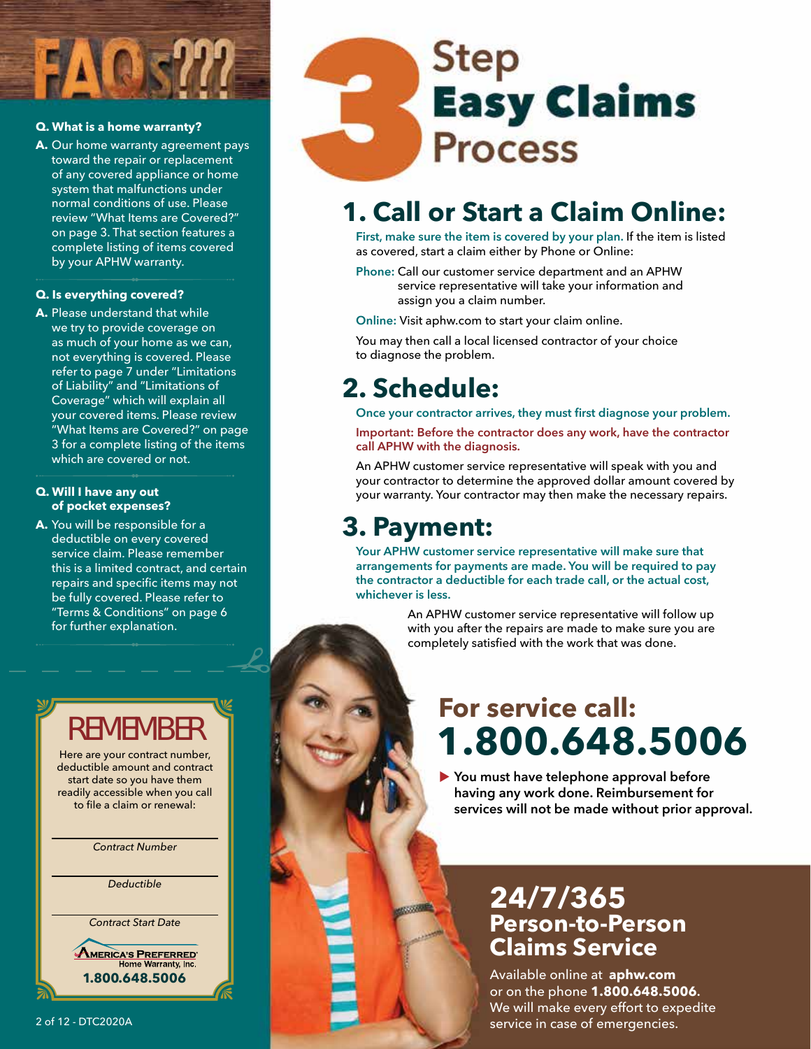# FAQs???

**Q. What is a home warranty?**

**A.** Our home warranty agreement pays toward the repair or replacement of any covered appliance or home system that malfunctions under normal conditions of use. Please review "What Items are Covered?" on page 3. That section features a complete listing of items covered by your APHW warranty.

**Q. Is everything covered?**

**A.** Please understand that while we try to provide coverage on as much of your home as we can, not everything is covered. Please refer to page 7 under "Limitations of Liability" and "Limitations of Coverage" which will explain all your covered items. Please review "What Items are Covered?" on page 3 for a complete listing of the items which are covered or not.

**Q. Will I have any out of pocket expenses?**

**A.** You will be responsible for a deductible on every covered service claim. Please remember this is a limited contract, and certain repairs and specific items may not be fully covered. Please refer to "Terms & Conditions" on page 6 for further explanation.

## REMEMBER

Here are your contract number, deductible amount and contract start date so you have them readily accessible when you call to file a claim or renewal:

*Contract Number*

*Deductible*

*Contract Start Date*

America's Preferred Home Warranty, Inc.
**1.800.648.5006**

# 3 Step Easy Claims Process

## 1. Call or Start a Claim Online:

First, make sure the item is covered by your plan. If the item is listed as covered, start a claim either by Phone or Online:

**Phone:** Call our customer service department and an APHW service representative will take your information and assign you a claim number.

**Online:** Visit aphw.com to start your claim online.

You may then call a local licensed contractor of your choice to diagnose the problem.

## 2. Schedule:

Once your contractor arrives, they must first diagnose your problem.

**Important: Before the contractor does any work, have the contractor call APHW with the diagnosis.**

An APHW customer service representative will speak with you and your contractor to determine the approved dollar amount covered by your warranty. Your contractor may then make the necessary repairs.

## 3. Payment:

Your APHW customer service representative will make sure that arrangements for payments are made. You will be required to pay the contractor a deductible for each trade call, or the actual cost, whichever is less.

An APHW customer service representative will follow up with you after the repairs are made to make sure you are completely satisfied with the work that was done.

## For service call: 1.800.648.5006

**▶ You must have telephone approval before having any work done. Reimbursement for services will not be made without prior approval.**

## 24/7/365 Person-to-Person Claims Service

Available online at **aphw.com** or on the phone **1.800.648.5006**. We will make every effort to expedite service in case of emergencies.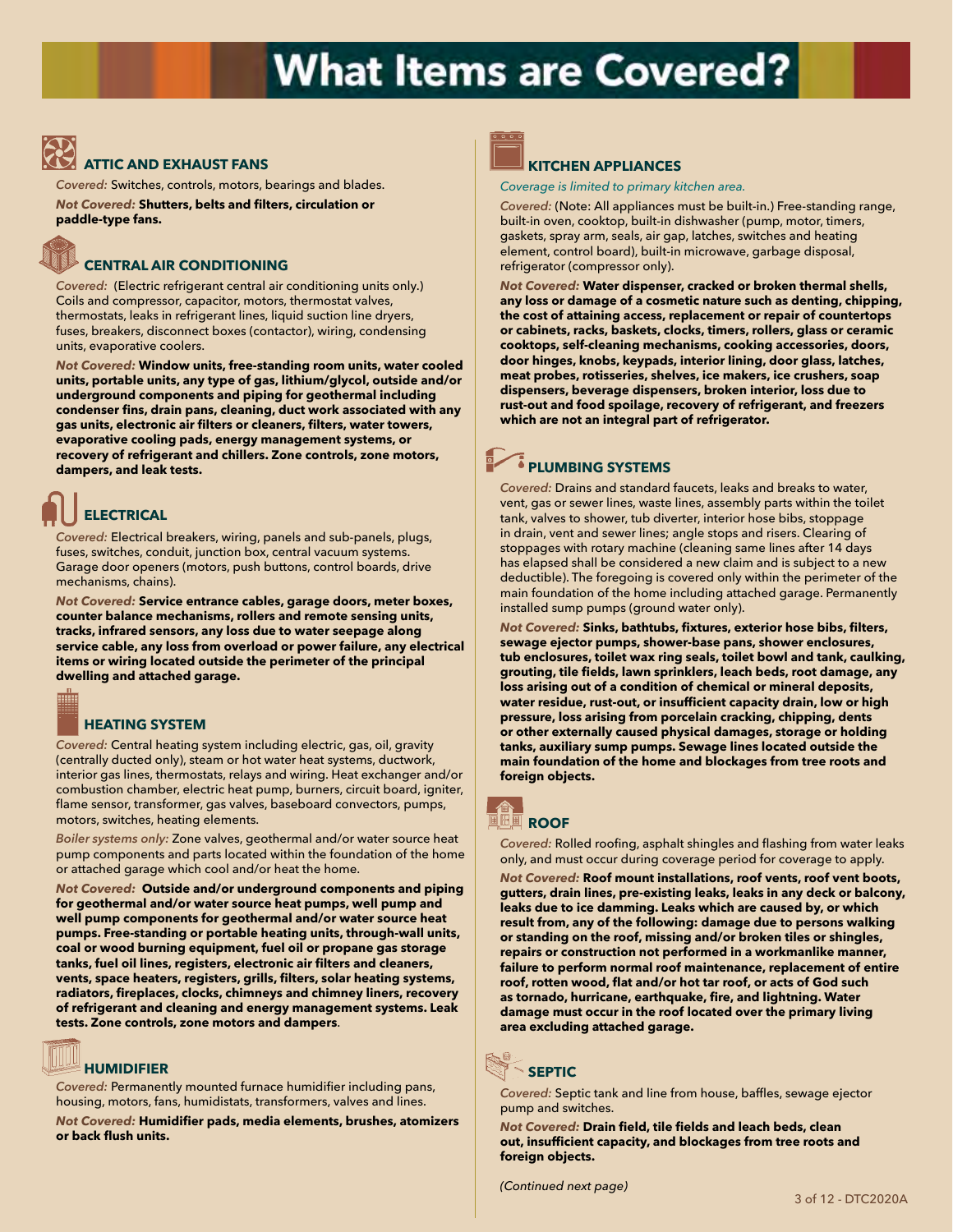# What Items are Covered?

### ATTIC AND EXHAUST FANS

*Covered:* Switches, controls, motors, bearings and blades.

*Not Covered:* **Shutters, belts and filters, circulation or paddle-type fans.**

### CENTRAL AIR CONDITIONING

*Covered:* (Electric refrigerant central air conditioning units only.) Coils and compressor, capacitor, motors, thermostat valves, thermostats, leaks in refrigerant lines, liquid suction line dryers, fuses, breakers, disconnect boxes (contactor), wiring, condensing units, evaporative coolers.

*Not Covered:* **Window units, free-standing room units, water cooled units, portable units, any type of gas, lithium/glycol, outside and/or underground components and piping for geothermal including condenser fins, drain pans, cleaning, duct work associated with any gas units, electronic air filters or cleaners, filters, water towers, evaporative cooling pads, energy management systems, or recovery of refrigerant and chillers. Zone controls, zone motors, dampers, and leak tests.**

### ELECTRICAL

*Covered:* Electrical breakers, wiring, panels and sub-panels, plugs, fuses, switches, conduit, junction box, central vacuum systems. Garage door openers (motors, push buttons, control boards, drive mechanisms, chains).

*Not Covered:* **Service entrance cables, garage doors, meter boxes, counter balance mechanisms, rollers and remote sensing units, tracks, infrared sensors, any loss due to water seepage along service cable, any loss from overload or power failure, any electrical items or wiring located outside the perimeter of the principal dwelling and attached garage.**

### HEATING SYSTEM

*Covered:* Central heating system including electric, gas, oil, gravity (centrally ducted only), steam or hot water heat systems, ductwork, interior gas lines, thermostats, relays and wiring. Heat exchanger and/or combustion chamber, electric heat pump, burners, circuit board, igniter, flame sensor, transformer, gas valves, baseboard convectors, pumps, motors, switches, heating elements.

*Boiler systems only:* Zone valves, geothermal and/or water source heat pump components and parts located within the foundation of the home or attached garage which cool and/or heat the home.

*Not Covered:* **Outside and/or underground components and piping for geothermal and/or water source heat pumps, well pump and well pump components for geothermal and/or water source heat pumps. Free-standing or portable heating units, through-wall units, coal or wood burning equipment, fuel oil or propane gas storage tanks, fuel oil lines, registers, electronic air filters and cleaners, vents, space heaters, registers, grills, filters, solar heating systems, radiators, fireplaces, clocks, chimneys and chimney liners, recovery of refrigerant and cleaning and energy management systems. Leak tests. Zone controls, zone motors and dampers**.

### HUMIDIFIER

*Covered:* Permanently mounted furnace humidifier including pans, housing, motors, fans, humidistats, transformers, valves and lines.

*Not Covered:* **Humidifier pads, media elements, brushes, atomizers or back flush units.**

### KITCHEN APPLIANCES

*Coverage is limited to primary kitchen area.*

*Covered:* (Note: All appliances must be built-in.) Free-standing range, built-in oven, cooktop, built-in dishwasher (pump, motor, timers, gaskets, spray arm, seals, air gap, latches, switches and heating element, control board), built-in microwave, garbage disposal, refrigerator (compressor only).

*Not Covered:* **Water dispenser, cracked or broken thermal shells, any loss or damage of a cosmetic nature such as denting, chipping, the cost of attaining access, replacement or repair of countertops or cabinets, racks, baskets, clocks, timers, rollers, glass or ceramic cooktops, self-cleaning mechanisms, cooking accessories, doors, door hinges, knobs, keypads, interior lining, door glass, latches, meat probes, rotisseries, shelves, ice makers, ice crushers, soap dispensers, beverage dispensers, broken interior, loss due to rust-out and food spoilage, recovery of refrigerant, and freezers which are not an integral part of refrigerator.**

### PLUMBING SYSTEMS

*Covered:* Drains and standard faucets, leaks and breaks to water, vent, gas or sewer lines, waste lines, assembly parts within the toilet tank, valves to shower, tub diverter, interior hose bibs, stoppage in drain, vent and sewer lines; angle stops and risers. Clearing of stoppages with rotary machine (cleaning same lines after 14 days has elapsed shall be considered a new claim and is subject to a new deductible). The foregoing is covered only within the perimeter of the main foundation of the home including attached garage. Permanently installed sump pumps (ground water only).

*Not Covered:* **Sinks, bathtubs, fixtures, exterior hose bibs, filters, sewage ejector pumps, shower-base pans, shower enclosures, tub enclosures, toilet wax ring seals, toilet bowl and tank, caulking, grouting, tile fields, lawn sprinklers, leach beds, root damage, any loss arising out of a condition of chemical or mineral deposits, water residue, rust-out, or insufficient capacity drain, low or high pressure, loss arising from porcelain cracking, chipping, dents or other externally caused physical damages, storage or holding tanks, auxiliary sump pumps. Sewage lines located outside the main foundation of the home and blockages from tree roots and foreign objects.**

### ROOF

*Covered:* Rolled roofing, asphalt shingles and flashing from water leaks only, and must occur during coverage period for coverage to apply.

*Not Covered:* **Roof mount installations, roof vents, roof vent boots, gutters, drain lines, pre-existing leaks, leaks in any deck or balcony, leaks due to ice damming. Leaks which are caused by, or which result from, any of the following: damage due to persons walking or standing on the roof, missing and/or broken tiles or shingles, repairs or construction not performed in a workmanlike manner, failure to perform normal roof maintenance, replacement of entire roof, rotten wood, flat and/or hot tar roof, or acts of God such as tornado, hurricane, earthquake, fire, and lightning. Water damage must occur in the roof located over the primary living area excluding attached garage.**

### SEPTIC

*Covered:* Septic tank and line from house, baffles, sewage ejector pump and switches.

*Not Covered:* **Drain field, tile fields and leach beds, clean out, insufficient capacity, and blockages from tree roots and foreign objects.**

*(Continued next page)*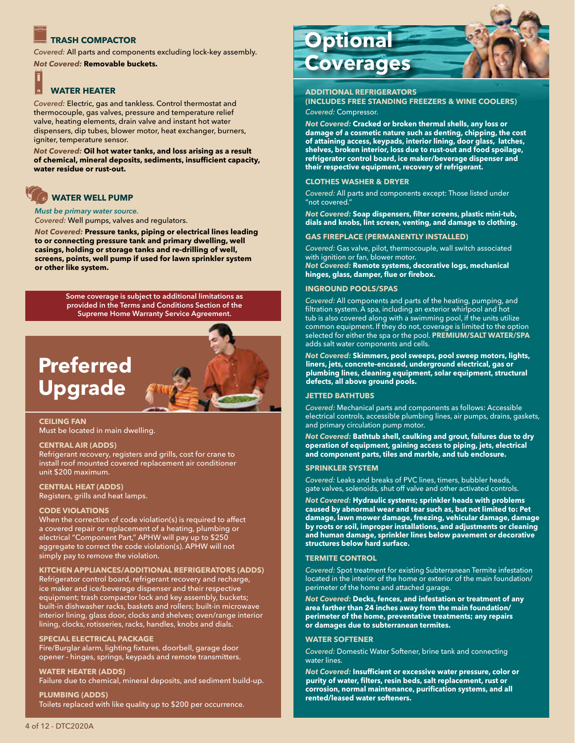### TRASH COMPACTOR

*Covered:* All parts and components excluding lock-key assembly.

*Not Covered:* **Removable buckets.**

### WATER HEATER

*Covered:* Electric, gas and tankless. Control thermostat and thermocouple, gas valves, pressure and temperature relief valve, heating elements, drain valve and instant hot water dispensers, dip tubes, blower motor, heat exchanger, burners, igniter, temperature sensor.

*Not Covered:* **Oil hot water tanks, and loss arising as a result of chemical, mineral deposits, sediments, insufficient capacity, water residue or rust-out.**

### WATER WELL PUMP

*Must be primary water source.*

*Covered:* Well pumps, valves and regulators.

*Not Covered:* **Pressure tanks, piping or electrical lines leading to or connecting pressure tank and primary dwelling, well casings, holding or storage tanks and re-drilling of well, screens, points, well pump if used for lawn sprinkler system or other like system.**

**Some coverage is subject to additional limitations as provided in the Terms and Conditions Section of the Supreme Home Warranty Service Agreement.**

# Preferred Upgrade

**CEILING FAN**
Must be located in main dwelling.

**CENTRAL AIR (ADDS)**
Refrigerant recovery, registers and grills, cost for crane to install roof mounted covered replacement air conditioner unit $200 maximum.

**CENTRAL HEAT (ADDS)**
Registers, grills and heat lamps.

**CODE VIOLATIONS**
When the correction of code violation(s) is required to affect a covered repair or replacement of a heating, plumbing or electrical "Component Part," APHW will pay up to $250 aggregate to correct the code violation(s). APHW will not simply pay to remove the violation.

**KITCHEN APPLIANCES/ADDITIONAL REFRIGERATORS (ADDS)**
Refrigerator control board, refrigerant recovery and recharge, ice maker and ice/beverage dispenser and their respective equipment; trash compactor lock and key assembly, buckets; built-in dishwasher racks, baskets and rollers; built-in microwave interior lining, glass door, clocks and shelves; oven/range interior lining, clocks, rotisseries, racks, handles, knobs and dials.

**SPECIAL ELECTRICAL PACKAGE**
Fire/Burglar alarm, lighting fixtures, doorbell, garage door opener - hinges, springs, keypads and remote transmitters.

**WATER HEATER (ADDS)**
Failure due to chemical, mineral deposits, and sediment build-up.

**PLUMBING (ADDS)**
Toilets replaced with like quality up to $200 per occurrence.

# Optional Coverages

**ADDITIONAL REFRIGERATORS (INCLUDES FREE STANDING FREEZERS & WINE COOLERS)**

*Covered:* Compressor.

*Not Covered:* **Cracked or broken thermal shells, any loss or damage of a cosmetic nature such as denting, chipping, the cost of attaining access, keypads, interior lining, door glass, latches, shelves, broken interior, loss due to rust-out and food spoilage, refrigerator control board, ice maker/beverage dispenser and their respective equipment, recovery of refrigerant.**

**CLOTHES WASHER & DRYER**

*Covered:* All parts and components except: Those listed under "not covered."

*Not Covered:* **Soap dispensers, filter screens, plastic mini-tub, dials and knobs, lint screen, venting, and damage to clothing.**

**GAS FIREPLACE (PERMANENTLY INSTALLED)**

*Covered:* Gas valve, pilot, thermocouple, wall switch associated with ignition or fan, blower motor.

*Not Covered:* **Remote systems, decorative logs, mechanical hinges, glass, damper, flue or firebox.**

**INGROUND POOLS/SPAS**

*Covered:* All components and parts of the heating, pumping, and filtration system. A spa, including an exterior whirlpool and hot tub is also covered along with a swimming pool, if the units utilize common equipment. If they do not, coverage is limited to the option selected for either the spa or the pool. **PREMIUM/SALT WATER/SPA** adds salt water components and cells.

*Not Covered:* **Skimmers, pool sweeps, pool sweep motors, lights, liners, jets, concrete-encased, underground electrical, gas or plumbing lines, cleaning equipment, solar equipment, structural defects, all above ground pools.**

**JETTED BATHTUBS**

*Covered:* Mechanical parts and components as follows: Accessible electrical controls, accessible plumbing lines, air pumps, drains, gaskets, and primary circulation pump motor.

*Not Covered:* **Bathtub shell, caulking and grout, failures due to dry operation of equipment, gaining access to piping, jets, electrical and component parts, tiles and marble, and tub enclosure.**

**SPRINKLER SYSTEM**

*Covered:* Leaks and breaks of PVC lines, timers, bubbler heads, gate valves, solenoids, shut off valve and other activated controls.

*Not Covered:* **Hydraulic systems; sprinkler heads with problems caused by abnormal wear and tear such as, but not limited to: Pet damage, lawn mower damage, freezing, vehicular damage, damage by roots or soil, improper installations, and adjustments or cleaning and human damage, sprinkler lines below pavement or decorative structures below hard surface.**

**TERMITE CONTROL**

*Covered:* Spot treatment for existing Subterranean Termite infestation located in the interior of the home or exterior of the main foundation/perimeter of the home and attached garage.

*Not Covered:* **Decks, fences, and infestation or treatment of any area farther than 24 inches away from the main foundation/perimeter of the home, preventative treatments; any repairs or damages due to subterranean termites.**

**WATER SOFTENER**

*Covered:* Domestic Water Softener, brine tank and connecting water lines.

*Not Covered:* **Insufficient or excessive water pressure, color or purity of water, filters, resin beds, salt replacement, rust or corrosion, normal maintenance, purification systems, and all rented/leased water softeners.**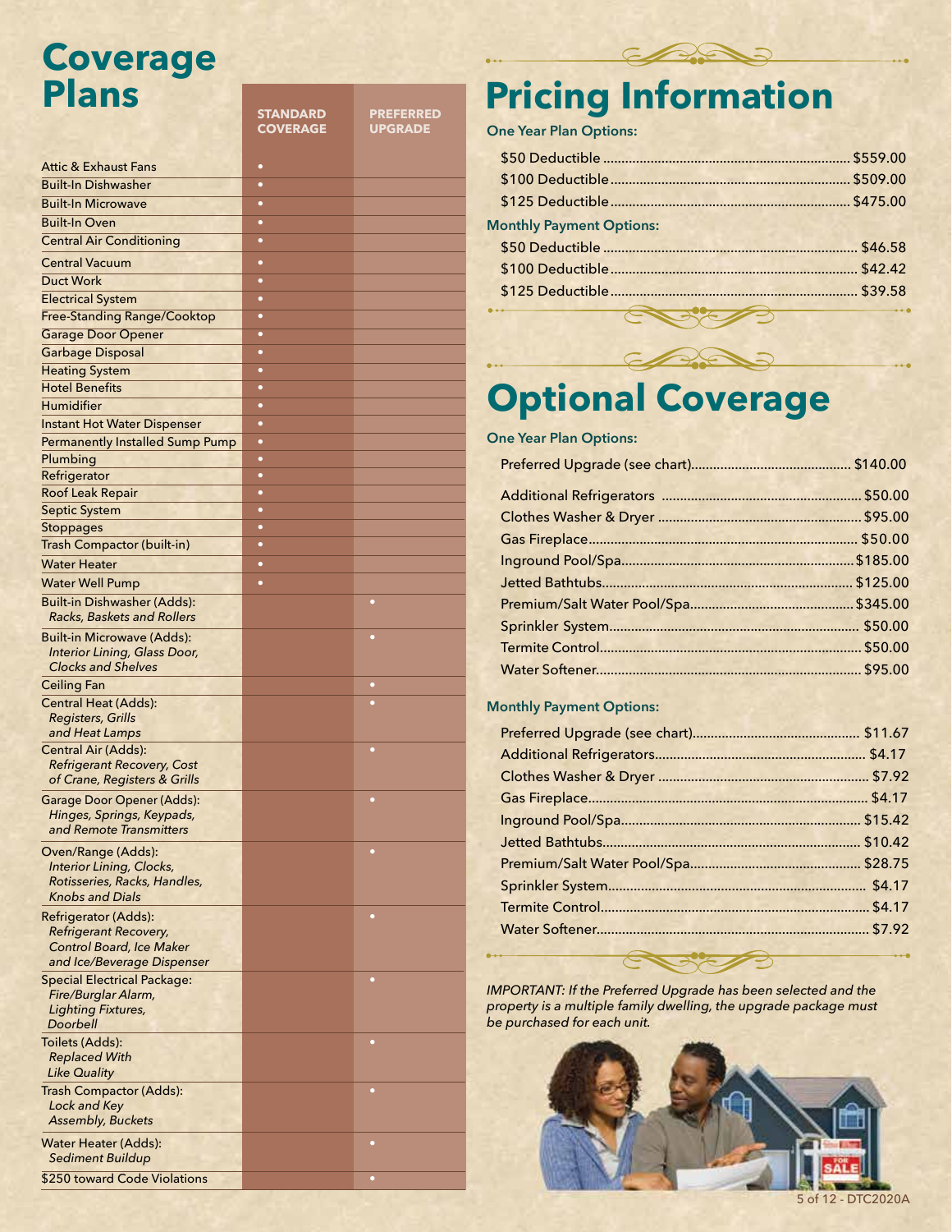# Coverage Plans

| | STANDARD COVERAGE | PREFERRED UPGRADE |
|---|---|---|
| Attic & Exhaust Fans | • | |
| Built-In Dishwasher | • | |
| Built-In Microwave | • | |
| Built-In Oven | • | |
| Central Air Conditioning | • | |
| Central Vacuum | • | |
| Duct Work | • | |
| Electrical System | • | |
| Free-Standing Range/Cooktop | • | |
| Garage Door Opener | • | |
| Garbage Disposal | • | |
| Heating System | • | |
| Hotel Benefits | • | |
| Humidifier | • | |
| Instant Hot Water Dispenser | • | |
| Permanently Installed Sump Pump | • | |
| Plumbing | • | |
| Refrigerator | • | |
| Roof Leak Repair | • | |
| Septic System | • | |
| Stoppages | • | |
| Trash Compactor (built-in) | • | |
| Water Heater | • | |
| Water Well Pump | • | |
| Built-in Dishwasher (Adds): *Racks, Baskets and Rollers* | | • |
| Built-in Microwave (Adds): *Interior Lining, Glass Door, Clocks and Shelves* | | • |
| Ceiling Fan | | • |
| Central Heat (Adds): *Registers, Grills and Heat Lamps* | | • |
| Central Air (Adds): *Refrigerant Recovery, Cost of Crane, Registers & Grills* | | • |
| Garage Door Opener (Adds): *Hinges, Springs, Keypads, and Remote Transmitters* | | • |
| Oven/Range (Adds): *Interior Lining, Clocks, Rotisseries, Racks, Handles, Knobs and Dials* | | • |
| Refrigerator (Adds): *Refrigerant Recovery, Control Board, Ice Maker and Ice/Beverage Dispenser* | | • |
| Special Electrical Package: *Fire/Burglar Alarm, Lighting Fixtures, Doorbell* | | • |
| Toilets (Adds): *Replaced With Like Quality* | | • |
| Trash Compactor (Adds): *Lock and Key Assembly, Buckets* | | • |
| Water Heater (Adds): *Sediment Buildup* | | • |
| $250 toward Code Violations | | • |

# Pricing Information

**One Year Plan Options:**

| | |
|---|---|
| $50 Deductible | $559.00 |
| $100 Deductible | $509.00 |
| $125 Deductible | $475.00 |

**Monthly Payment Options:**

| | |
|---|---|
| $50 Deductible | $46.58 |
| $100 Deductible | $42.42 |
| $125 Deductible | $39.58 |

# Optional Coverage

**One Year Plan Options:**

| | |
|---|---|
| Preferred Upgrade (see chart) | $140.00 |
| Additional Refrigerators | $50.00 |
| Clothes Washer & Dryer | $95.00 |
| Gas Fireplace | $50.00 |
| Inground Pool/Spa | $185.00 |
| Jetted Bathtubs | $125.00 |
| Premium/Salt Water Pool/Spa | $345.00 |
| Sprinkler System | $50.00 |
| Termite Control | $50.00 |
| Water Softener | $95.00 |

**Monthly Payment Options:**

| | |
|---|---|
| Preferred Upgrade (see chart) | $11.67 |
| Additional Refrigerators | $4.17 |
| Clothes Washer & Dryer | $7.92 |
| Gas Fireplace | $4.17 |
| Inground Pool/Spa | $15.42 |
| Jetted Bathtubs | $10.42 |
| Premium/Salt Water Pool/Spa | $28.75 |
| Sprinkler System | $4.17 |
| Termite Control | $4.17 |
| Water Softener | $7.92 |

*IMPORTANT: If the Preferred Upgrade has been selected and the property is a multiple family dwelling, the upgrade package must be purchased for each unit.*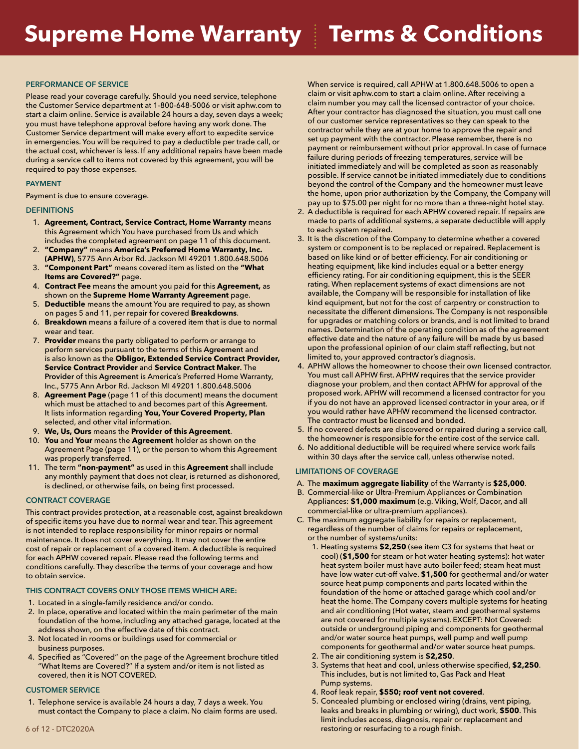# Supreme Home Warranty | Terms & Conditions

### PERFORMANCE OF SERVICE

Please read your coverage carefully. Should you need service, telephone the Customer Service department at 1-800-648-5006 or visit aphw.com to start a claim online. Service is available 24 hours a day, seven days a week; you must have telephone approval before having any work done. The Customer Service department will make every effort to expedite service in emergencies. You will be required to pay a deductible per trade call, or the actual cost, whichever is less. If any additional repairs have been made during a service call to items not covered by this agreement, you will be required to pay those expenses.

### PAYMENT

Payment is due to ensure coverage.

### DEFINITIONS

1. **Agreement, Contract, Service Contract, Home Warranty** means this Agreement which You have purchased from Us and which includes the completed agreement on page 11 of this document.
2. **"Company"** means **America's Preferred Home Warranty, Inc. (APHW)**, 5775 Ann Arbor Rd. Jackson MI 49201 1.800.648.5006
3. **"Component Part"** means covered item as listed on the **"What Items are Covered?"** page.
4. **Contract Fee** means the amount you paid for this **Agreement,** as shown on the **Supreme Home Warranty Agreement** page.
5. **Deductible** means the amount You are required to pay, as shown on pages 5 and 11, per repair for covered **Breakdowns**.
6. **Breakdown** means a failure of a covered item that is due to normal wear and tear.
7. **Provider** means the party obligated to perform or arrange to perform services pursuant to the terms of this **Agreement** and is also known as the **Obligor, Extended Service Contract Provider, Service Contract Provider** and **Service Contract Maker.** The **Provider** of this **Agreement** is America's Preferred Home Warranty, Inc., 5775 Ann Arbor Rd. Jackson MI 49201 1.800.648.5006
8. **Agreement Page** (page 11 of this document) means the document which must be attached to and becomes part of this **Agreement**. It lists information regarding **You, Your Covered Property, Plan** selected, and other vital information.
9. **We, Us, Ours** means the **Provider of this Agreement**.
10. **You** and **Your** means the **Agreement** holder as shown on the Agreement Page (page 11), or the person to whom this Agreement was properly transferred.
11. The term **"non-payment"** as used in this **Agreement** shall include any monthly payment that does not clear, is returned as dishonored, is declined, or otherwise fails, on being first processed.

### CONTRACT COVERAGE

This contract provides protection, at a reasonable cost, against breakdown of specific items you have due to normal wear and tear. This agreement is not intended to replace responsibility for minor repairs or normal maintenance. It does not cover everything. It may not cover the entire cost of repair or replacement of a covered item. A deductible is required for each APHW covered repair. Please read the following terms and conditions carefully. They describe the terms of your coverage and how to obtain service.

### THIS CONTRACT COVERS ONLY THOSE ITEMS WHICH ARE:

1. Located in a single-family residence and/or condo.
2. In place, operative and located within the main perimeter of the main foundation of the home, including any attached garage, located at the address shown, on the effective date of this contract.
3. Not located in rooms or buildings used for commercial or business purposes.
4. Specified as "Covered" on the page of the Agreement brochure titled "What Items are Covered?" If a system and/or item is not listed as covered, then it is NOT COVERED.

### CUSTOMER SERVICE

1. Telephone service is available 24 hours a day, 7 days a week. You must contact the Company to place a claim. No claim forms are used. When service is required, call APHW at 1.800.648.5006 to open a claim or visit aphw.com to start a claim online. After receiving a claim number you may call the licensed contractor of your choice. After your contractor has diagnosed the situation, you must call one of our customer service representatives so they can speak to the contractor while they are at your home to approve the repair and set up payment with the contractor. Please remember, there is no payment or reimbursement without prior approval. In case of furnace failure during periods of freezing temperatures, service will be initiated immediately and will be completed as soon as reasonably possible. If service cannot be initiated immediately due to conditions beyond the control of the Company and the homeowner must leave the home, upon prior authorization by the Company, the Company will pay up to $75.00 per night for no more than a three-night hotel stay.
2. A deductible is required for each APHW covered repair. If repairs are made to parts of additional systems, a separate deductible will apply to each system repaired.
3. It is the discretion of the Company to determine whether a covered system or component is to be replaced or repaired. Replacement is based on like kind or of better efficiency. For air conditioning or heating equipment, like kind includes equal or a better energy efficiency rating. For air conditioning equipment, this is the SEER rating. When replacement systems of exact dimensions are not available, the Company will be responsible for installation of like kind equipment, but not for the cost of carpentry or construction to necessitate the different dimensions. The Company is not responsible for upgrades or matching colors or brands, and is not limited to brand names. Determination of the operating condition as of the agreement effective date and the nature of any failure will be made by us based upon the professional opinion of our claim staff reflecting, but not limited to, your approved contractor's diagnosis.
4. APHW allows the homeowner to choose their own licensed contractor. You must call APHW first. APHW requires that the service provider diagnose your problem, and then contact APHW for approval of the proposed work. APHW will recommend a licensed contractor for you if you do not have an approved licensed contractor in your area, or if you would rather have APHW recommend the licensed contractor. The contractor must be licensed and bonded.
5. If no covered defects are discovered or repaired during a service call, the homeowner is responsible for the entire cost of the service call.
6. No additional deductible will be required where service work fails within 30 days after the service call, unless otherwise noted.

### LIMITATIONS OF COVERAGE

A. The **maximum aggregate liability** of the Warranty is **$25,000**.

B. Commercial-like or Ultra-Premium Appliances or Combination Appliances: **$1,000 maximum** (e.g. Viking, Wolf, Dacor, and all commercial-like or ultra-premium appliances).

C. The maximum aggregate liability for repairs or replacement, regardless of the number of claims for repairs or replacement, or the number of systems/units:

1. Heating systems **$2,250** (see item C3 for systems that heat or cool) (**$1,500** for steam or hot water heating systems): hot water heat system boiler must have auto boiler feed; steam heat must have low water cut-off valve. **$1,500** for geothermal and/or water source heat pump components and parts located within the foundation of the home or attached garage which cool and/or heat the home. The Company covers multiple systems for heating and air conditioning (Hot water, steam and geothermal systems are not covered for multiple systems). EXCEPT: Not Covered: outside or underground piping and components for geothermal and/or water source heat pumps, well pump and well pump components for geothermal and/or water source heat pumps.
2. The air conditioning system is **$2,250**.
3. Systems that heat and cool, unless otherwise specified, **$2,250**. This includes, but is not limited to, Gas Pack and Heat Pump systems.
4. Roof leak repair, **$550; roof vent not covered**.
5. Concealed plumbing or enclosed wiring (drains, vent piping, leaks and breaks in plumbing or wiring), duct work, **$500**. This limit includes access, diagnosis, repair or replacement and restoring or resurfacing to a rough finish.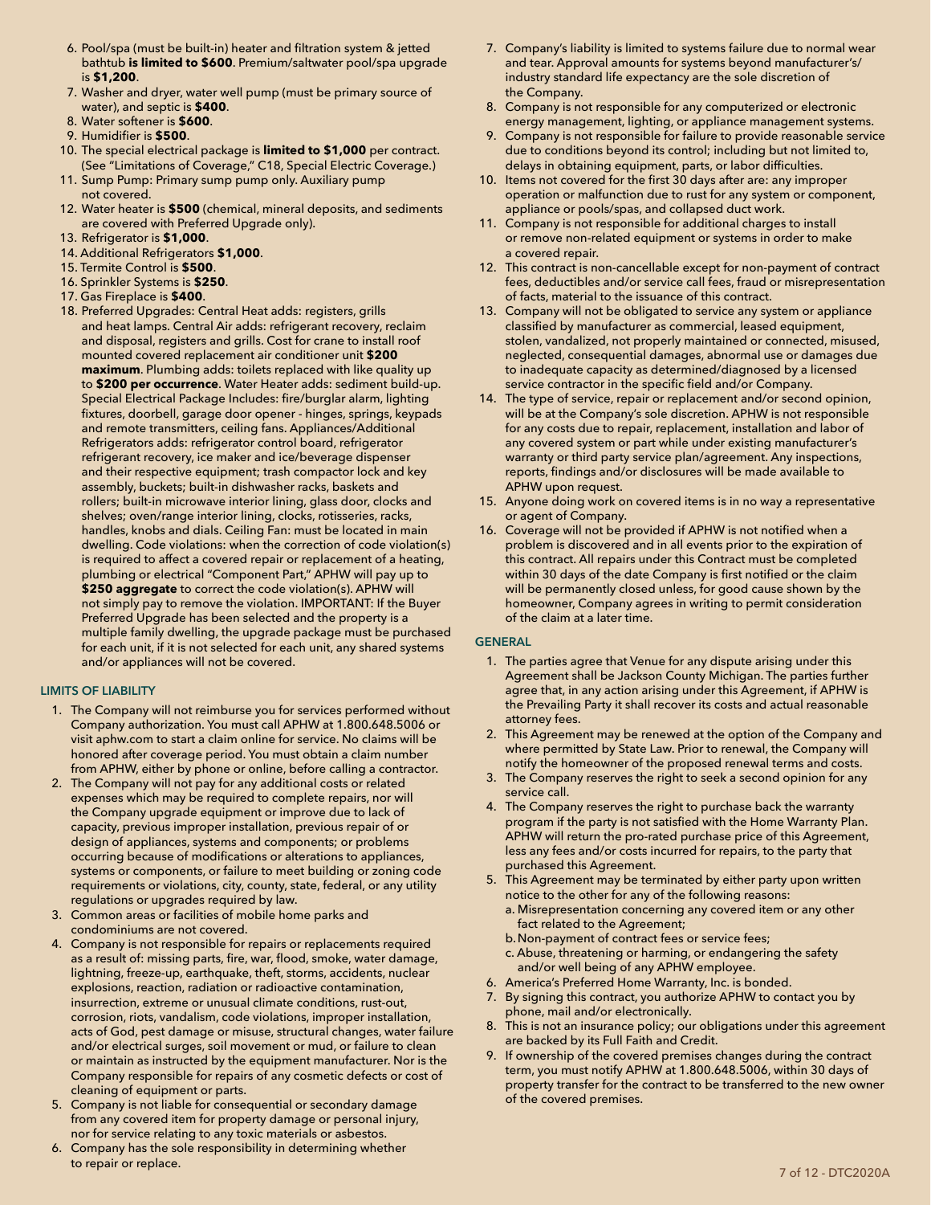6. Pool/spa (must be built-in) heater and filtration system & jetted bathtub **is limited to $600**. Premium/saltwater pool/spa upgrade is **$1,200**.
7. Washer and dryer, water well pump (must be primary source of water), and septic is **$400**.
8. Water softener is **$600**.
9. Humidifier is **$500**.
10. The special electrical package is **limited to $1,000** per contract. (See "Limitations of Coverage," C18, Special Electric Coverage.)
11. Sump Pump: Primary sump pump only. Auxiliary pump not covered.
12. Water heater is **$500** (chemical, mineral deposits, and sediments are covered with Preferred Upgrade only).
13. Refrigerator is **$1,000**.
14. Additional Refrigerators **$1,000**.
15. Termite Control is **$500**.
16. Sprinkler Systems is **$250**.
17. Gas Fireplace is **$400**.
18. Preferred Upgrades: Central Heat adds: registers, grills and heat lamps. Central Air adds: refrigerant recovery, reclaim and disposal, registers and grills. Cost for crane to install roof mounted covered replacement air conditioner unit **$200 maximum**. Plumbing adds: toilets replaced with like quality up to **$200 per occurrence**. Water Heater adds: sediment build-up. Special Electrical Package Includes: fire/burglar alarm, lighting fixtures, doorbell, garage door opener - hinges, springs, keypads and remote transmitters, ceiling fans. Appliances/Additional Refrigerators adds: refrigerator control board, refrigerator refrigerant recovery, ice maker and ice/beverage dispenser and their respective equipment; trash compactor lock and key assembly, buckets; built-in dishwasher racks, baskets and rollers; built-in microwave interior lining, glass door, clocks and shelves; oven/range interior lining, clocks, rotisseries, racks, handles, knobs and dials. Ceiling Fan: must be located in main dwelling. Code violations: when the correction of code violation(s) is required to affect a covered repair or replacement of a heating, plumbing or electrical "Component Part," APHW will pay up to **$250 aggregate** to correct the code violation(s). APHW will not simply pay to remove the violation. IMPORTANT: If the Buyer Preferred Upgrade has been selected and the property is a multiple family dwelling, the upgrade package must be purchased for each unit, if it is not selected for each unit, any shared systems and/or appliances will not be covered.

## LIMITS OF LIABILITY

1. The Company will not reimburse you for services performed without Company authorization. You must call APHW at 1.800.648.5006 or visit aphw.com to start a claim online for service. No claims will be honored after coverage period. You must obtain a claim number from APHW, either by phone or online, before calling a contractor.
2. The Company will not pay for any additional costs or related expenses which may be required to complete repairs, nor will the Company upgrade equipment or improve due to lack of capacity, previous improper installation, previous repair of or design of appliances, systems and components; or problems occurring because of modifications or alterations to appliances, systems or components, or failure to meet building or zoning code requirements or violations, city, county, state, federal, or any utility regulations or upgrades required by law.
3. Common areas or facilities of mobile home parks and condominiums are not covered.
4. Company is not responsible for repairs or replacements required as a result of: missing parts, fire, war, flood, smoke, water damage, lightning, freeze-up, earthquake, theft, storms, accidents, nuclear explosions, reaction, radiation or radioactive contamination, insurrection, extreme or unusual climate conditions, rust-out, corrosion, riots, vandalism, code violations, improper installation, acts of God, pest damage or misuse, structural changes, water failure and/or electrical surges, soil movement or mud, or failure to clean or maintain as instructed by the equipment manufacturer. Nor is the Company responsible for repairs of any cosmetic defects or cost of cleaning of equipment or parts.
5. Company is not liable for consequential or secondary damage from any covered item for property damage or personal injury, nor for service relating to any toxic materials or asbestos.
6. Company has the sole responsibility in determining whether to repair or replace.
7. Company's liability is limited to systems failure due to normal wear and tear. Approval amounts for systems beyond manufacturer's/ industry standard life expectancy are the sole discretion of the Company.
8. Company is not responsible for any computerized or electronic energy management, lighting, or appliance management systems.
9. Company is not responsible for failure to provide reasonable service due to conditions beyond its control; including but not limited to, delays in obtaining equipment, parts, or labor difficulties.
10. Items not covered for the first 30 days after are: any improper operation or malfunction due to rust for any system or component, appliance or pools/spas, and collapsed duct work.
11. Company is not responsible for additional charges to install or remove non-related equipment or systems in order to make a covered repair.
12. This contract is non-cancellable except for non-payment of contract fees, deductibles and/or service call fees, fraud or misrepresentation of facts, material to the issuance of this contract.
13. Company will not be obligated to service any system or appliance classified by manufacturer as commercial, leased equipment, stolen, vandalized, not properly maintained or connected, misused, neglected, consequential damages, abnormal use or damages due to inadequate capacity as determined/diagnosed by a licensed service contractor in the specific field and/or Company.
14. The type of service, repair or replacement and/or second opinion, will be at the Company's sole discretion. APHW is not responsible for any costs due to repair, replacement, installation and labor of any covered system or part while under existing manufacturer's warranty or third party service plan/agreement. Any inspections, reports, findings and/or disclosures will be made available to APHW upon request.
15. Anyone doing work on covered items is in no way a representative or agent of Company.
16. Coverage will not be provided if APHW is not notified when a problem is discovered and in all events prior to the expiration of this contract. All repairs under this Contract must be completed within 30 days of the date Company is first notified or the claim will be permanently closed unless, for good cause shown by the homeowner, Company agrees in writing to permit consideration of the claim at a later time.

## GENERAL

1. The parties agree that Venue for any dispute arising under this Agreement shall be Jackson County Michigan. The parties further agree that, in any action arising under this Agreement, if APHW is the Prevailing Party it shall recover its costs and actual reasonable attorney fees.
2. This Agreement may be renewed at the option of the Company and where permitted by State Law. Prior to renewal, the Company will notify the homeowner of the proposed renewal terms and costs.
3. The Company reserves the right to seek a second opinion for any service call.
4. The Company reserves the right to purchase back the warranty program if the party is not satisfied with the Home Warranty Plan. APHW will return the pro-rated purchase price of this Agreement, less any fees and/or costs incurred for repairs, to the party that purchased this Agreement.
5. This Agreement may be terminated by either party upon written notice to the other for any of the following reasons:
   a. Misrepresentation concerning any covered item or any other fact related to the Agreement;
   b. Non-payment of contract fees or service fees;
   c. Abuse, threatening or harming, or endangering the safety and/or well being of any APHW employee.
6. America's Preferred Home Warranty, Inc. is bonded.
7. By signing this contract, you authorize APHW to contact you by phone, mail and/or electronically.
8. This is not an insurance policy; our obligations under this agreement are backed by its Full Faith and Credit.
9. If ownership of the covered premises changes during the contract term, you must notify APHW at 1.800.648.5006, within 30 days of property transfer for the contract to be transferred to the new owner of the covered premises.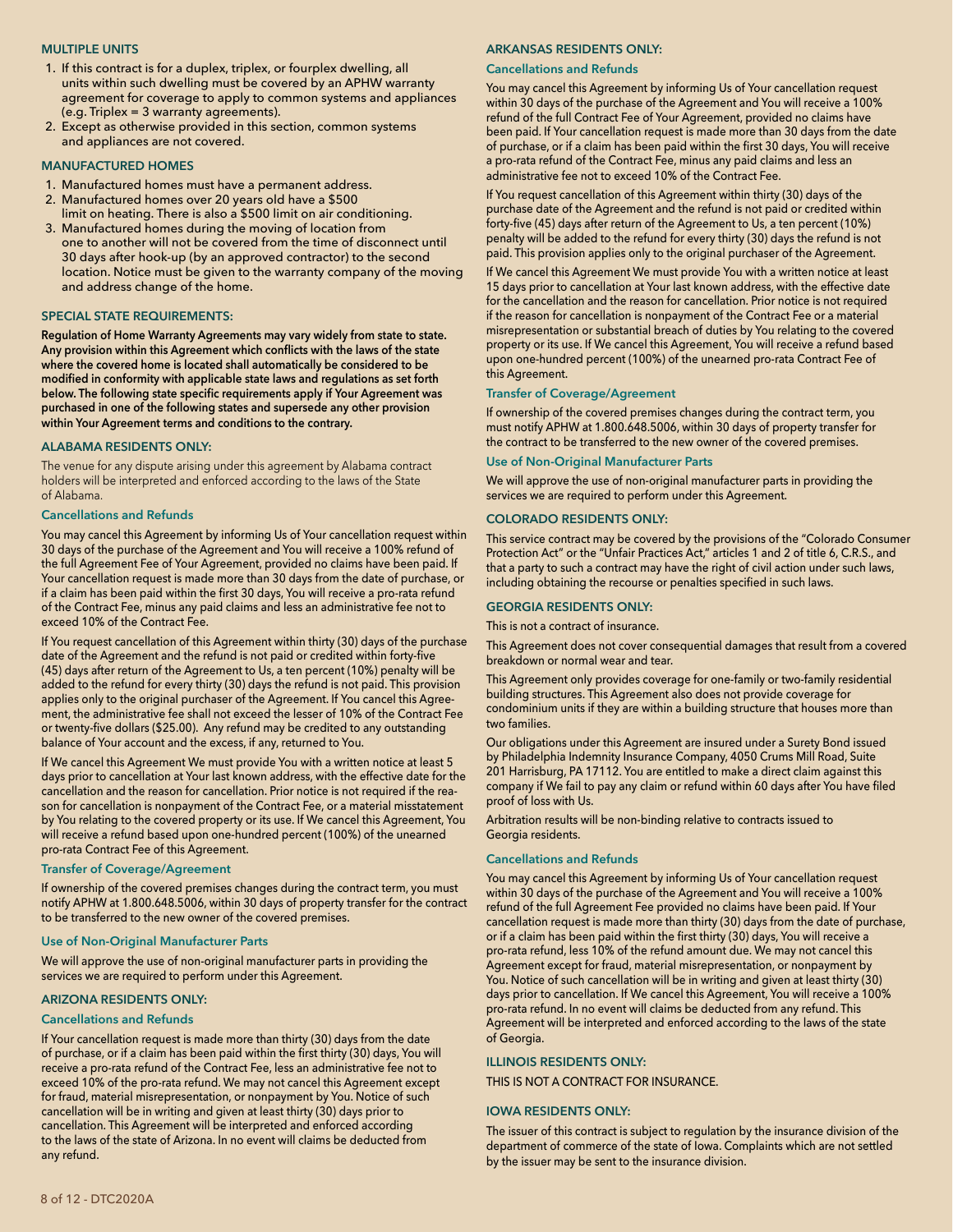### MULTIPLE UNITS

1. If this contract is for a duplex, triplex, or fourplex dwelling, all units within such dwelling must be covered by an APHW warranty agreement for coverage to apply to common systems and appliances (e.g. Triplex = 3 warranty agreements).
2. Except as otherwise provided in this section, common systems and appliances are not covered.

### MANUFACTURED HOMES

1. Manufactured homes must have a permanent address.
2. Manufactured homes over 20 years old have a $500 limit on heating. There is also a $500 limit on air conditioning.
3. Manufactured homes during the moving of location from one to another will not be covered from the time of disconnect until 30 days after hook-up (by an approved contractor) to the second location. Notice must be given to the warranty company of the moving and address change of the home.

### SPECIAL STATE REQUIREMENTS:

**Regulation of Home Warranty Agreements may vary widely from state to state. Any provision within this Agreement which conflicts with the laws of the state where the covered home is located shall automatically be considered to be modified in conformity with applicable state laws and regulations as set forth below. The following state specific requirements apply if Your Agreement was purchased in one of the following states and supersede any other provision within Your Agreement terms and conditions to the contrary.**

### ALABAMA RESIDENTS ONLY:

The venue for any dispute arising under this agreement by Alabama contract holders will be interpreted and enforced according to the laws of the State of Alabama.

#### Cancellations and Refunds

You may cancel this Agreement by informing Us of Your cancellation request within 30 days of the purchase of the Agreement and You will receive a 100% refund of the full Agreement Fee of Your Agreement, provided no claims have been paid. If Your cancellation request is made more than 30 days from the date of purchase, or if a claim has been paid within the first 30 days, You will receive a pro-rata refund of the Contract Fee, minus any paid claims and less an administrative fee not to exceed 10% of the Contract Fee.

If You request cancellation of this Agreement within thirty (30) days of the purchase date of the Agreement and the refund is not paid or credited within forty-five (45) days after return of the Agreement to Us, a ten percent (10%) penalty will be added to the refund for every thirty (30) days the refund is not paid. This provision applies only to the original purchaser of the Agreement. If You cancel this Agreement, the administrative fee shall not exceed the lesser of 10% of the Contract Fee or twenty-five dollars ($25.00). Any refund may be credited to any outstanding balance of Your account and the excess, if any, returned to You.

If We cancel this Agreement We must provide You with a written notice at least 5 days prior to cancellation at Your last known address, with the effective date for the cancellation and the reason for cancellation. Prior notice is not required if the reason for cancellation is nonpayment of the Contract Fee, or a material misstatement by You relating to the covered property or its use. If We cancel this Agreement, You will receive a refund based upon one-hundred percent (100%) of the unearned pro-rata Contract Fee of this Agreement.

#### Transfer of Coverage/Agreement

If ownership of the covered premises changes during the contract term, you must notify APHW at 1.800.648.5006, within 30 days of property transfer for the contract to be transferred to the new owner of the covered premises.

#### Use of Non-Original Manufacturer Parts

We will approve the use of non-original manufacturer parts in providing the services we are required to perform under this Agreement.

### ARIZONA RESIDENTS ONLY:

#### Cancellations and Refunds

If Your cancellation request is made more than thirty (30) days from the date of purchase, or if a claim has been paid within the first thirty (30) days, You will receive a pro-rata refund of the Contract Fee, less an administrative fee not to exceed 10% of the pro-rata refund. We may not cancel this Agreement except for fraud, material misrepresentation, or nonpayment by You. Notice of such cancellation will be in writing and given at least thirty (30) days prior to cancellation. This Agreement will be interpreted and enforced according to the laws of the state of Arizona. In no event will claims be deducted from any refund.

### ARKANSAS RESIDENTS ONLY:

#### Cancellations and Refunds

You may cancel this Agreement by informing Us of Your cancellation request within 30 days of the purchase of the Agreement and You will receive a 100% refund of the full Contract Fee of Your Agreement, provided no claims have been paid. If Your cancellation request is made more than 30 days from the date of purchase, or if a claim has been paid within the first 30 days, You will receive a pro-rata refund of the Contract Fee, minus any paid claims and less an administrative fee not to exceed 10% of the Contract Fee.

If You request cancellation of this Agreement within thirty (30) days of the purchase date of the Agreement and the refund is not paid or credited within forty-five (45) days after return of the Agreement to Us, a ten percent (10%) penalty will be added to the refund for every thirty (30) days the refund is not paid. This provision applies only to the original purchaser of the Agreement.

If We cancel this Agreement We must provide You with a written notice at least 15 days prior to cancellation at Your last known address, with the effective date for the cancellation and the reason for cancellation. Prior notice is not required if the reason for cancellation is nonpayment of the Contract Fee or a material misrepresentation or substantial breach of duties by You relating to the covered property or its use. If We cancel this Agreement, You will receive a refund based upon one-hundred percent (100%) of the unearned pro-rata Contract Fee of this Agreement.

#### Transfer of Coverage/Agreement

If ownership of the covered premises changes during the contract term, you must notify APHW at 1.800.648.5006, within 30 days of property transfer for the contract to be transferred to the new owner of the covered premises.

#### Use of Non-Original Manufacturer Parts

We will approve the use of non-original manufacturer parts in providing the services we are required to perform under this Agreement.

### COLORADO RESIDENTS ONLY:

This service contract may be covered by the provisions of the "Colorado Consumer Protection Act" or the "Unfair Practices Act," articles 1 and 2 of title 6, C.R.S., and that a party to such a contract may have the right of civil action under such laws, including obtaining the recourse or penalties specified in such laws.

### GEORGIA RESIDENTS ONLY:

This is not a contract of insurance.

This Agreement does not cover consequential damages that result from a covered breakdown or normal wear and tear.

This Agreement only provides coverage for one-family or two-family residential building structures. This Agreement also does not provide coverage for condominium units if they are within a building structure that houses more than two families.

Our obligations under this Agreement are insured under a Surety Bond issued by Philadelphia Indemnity Insurance Company, 4050 Crums Mill Road, Suite 201 Harrisburg, PA 17112. You are entitled to make a direct claim against this company if We fail to pay any claim or refund within 60 days after You have filed proof of loss with Us.

Arbitration results will be non-binding relative to contracts issued to Georgia residents.

#### Cancellations and Refunds

You may cancel this Agreement by informing Us of Your cancellation request within 30 days of the purchase of the Agreement and You will receive a 100% refund of the full Agreement Fee provided no claims have been paid. If Your cancellation request is made more than thirty (30) days from the date of purchase, or if a claim has been paid within the first thirty (30) days, You will receive a pro-rata refund, less 10% of the refund amount due. We may not cancel this Agreement except for fraud, material misrepresentation, or nonpayment by You. Notice of such cancellation will be in writing and given at least thirty (30) days prior to cancellation. If We cancel this Agreement, You will receive a 100% pro-rata refund. In no event will claims be deducted from any refund. This Agreement will be interpreted and enforced according to the laws of the state of Georgia.

### ILLINOIS RESIDENTS ONLY:

THIS IS NOT A CONTRACT FOR INSURANCE.

### IOWA RESIDENTS ONLY:

The issuer of this contract is subject to regulation by the insurance division of the department of commerce of the state of Iowa. Complaints which are not settled by the issuer may be sent to the insurance division.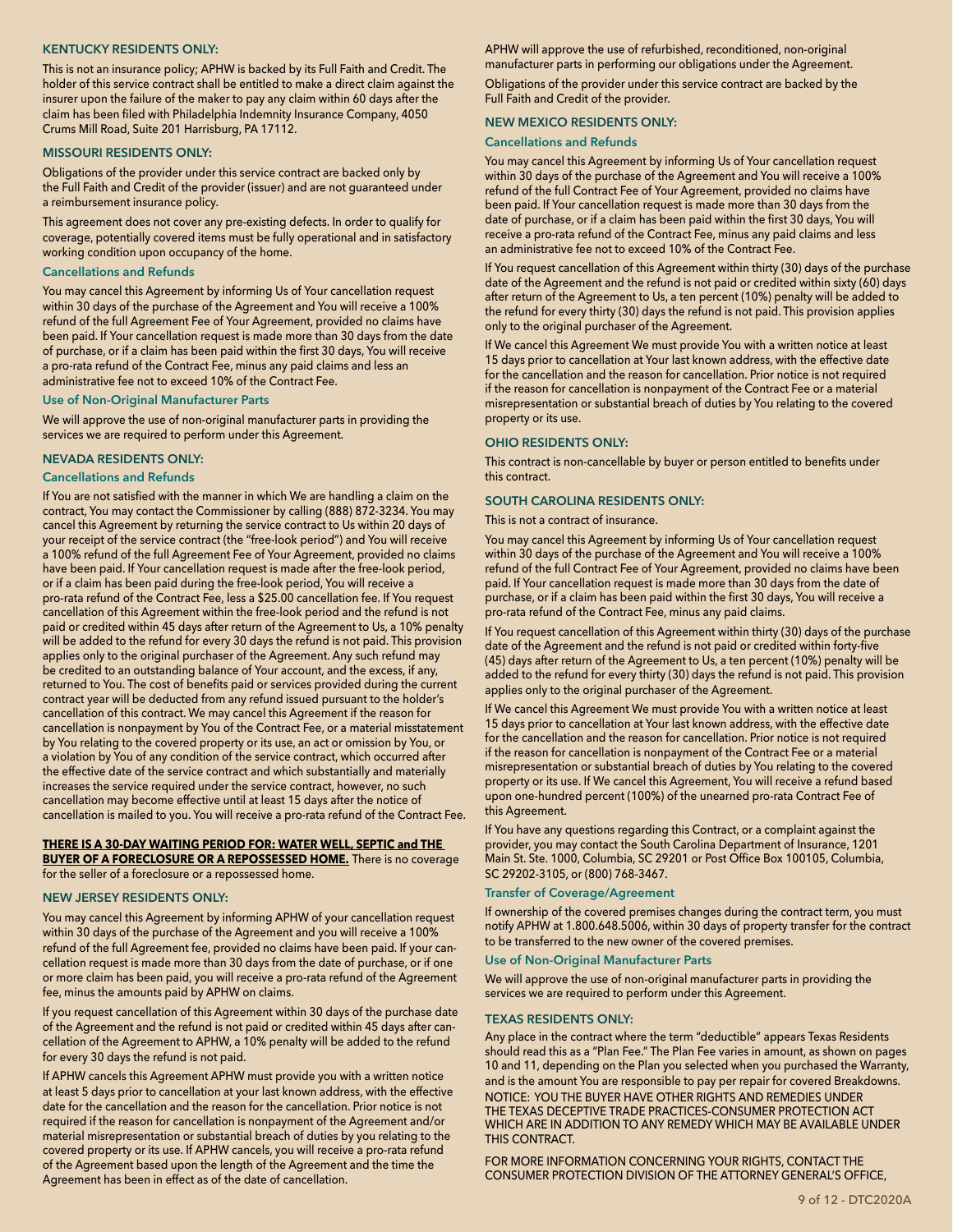### KENTUCKY RESIDENTS ONLY:

This is not an insurance policy; APHW is backed by its Full Faith and Credit. The holder of this service contract shall be entitled to make a direct claim against the insurer upon the failure of the maker to pay any claim within 60 days after the claim has been filed with Philadelphia Indemnity Insurance Company, 4050 Crums Mill Road, Suite 201 Harrisburg, PA 17112.

### MISSOURI RESIDENTS ONLY:

Obligations of the provider under this service contract are backed only by the Full Faith and Credit of the provider (issuer) and are not guaranteed under a reimbursement insurance policy.

This agreement does not cover any pre-existing defects. In order to qualify for coverage, potentially covered items must be fully operational and in satisfactory working condition upon occupancy of the home.

#### Cancellations and Refunds

You may cancel this Agreement by informing Us of Your cancellation request within 30 days of the purchase of the Agreement and You will receive a 100% refund of the full Agreement Fee of Your Agreement, provided no claims have been paid. If Your cancellation request is made more than 30 days from the date of purchase, or if a claim has been paid within the first 30 days, You will receive a pro-rata refund of the Contract Fee, minus any paid claims and less an administrative fee not to exceed 10% of the Contract Fee.

#### Use of Non-Original Manufacturer Parts

We will approve the use of non-original manufacturer parts in providing the services we are required to perform under this Agreement.

### NEVADA RESIDENTS ONLY:

#### Cancellations and Refunds

If You are not satisfied with the manner in which We are handling a claim on the contract, You may contact the Commissioner by calling (888) 872-3234. You may cancel this Agreement by returning the service contract to Us within 20 days of your receipt of the service contract (the "free-look period") and You will receive a 100% refund of the full Agreement Fee of Your Agreement, provided no claims have been paid. If Your cancellation request is made after the free-look period, or if a claim has been paid during the free-look period, You will receive a pro-rata refund of the Contract Fee, less a $25.00 cancellation fee. If You request cancellation of this Agreement within the free-look period and the refund is not paid or credited within 45 days after return of the Agreement to Us, a 10% penalty will be added to the refund for every 30 days the refund is not paid. This provision applies only to the original purchaser of the Agreement. Any such refund may be credited to an outstanding balance of Your account, and the excess, if any, returned to You. The cost of benefits paid or services provided during the current contract year will be deducted from any refund issued pursuant to the holder's cancellation of this contract. We may cancel this Agreement if the reason for cancellation is nonpayment by You of the Contract Fee, or a material misstatement by You relating to the covered property or its use, an act or omission by You, or a violation by You of any condition of the service contract, which occurred after the effective date of the service contract and which substantially and materially increases the service required under the service contract, however, no such cancellation may become effective until at least 15 days after the notice of cancellation is mailed to you. You will receive a pro-rata refund of the Contract Fee.

**THERE IS A 30-DAY WAITING PERIOD FOR: WATER WELL, SEPTIC and THE BUYER OF A FORECLOSURE OR A REPOSSESSED HOME.** There is no coverage for the seller of a foreclosure or a repossessed home.

### NEW JERSEY RESIDENTS ONLY:

You may cancel this Agreement by informing APHW of your cancellation request within 30 days of the purchase of the Agreement and you will receive a 100% refund of the full Agreement fee, provided no claims have been paid. If your cancellation request is made more than 30 days from the date of purchase, or if one or more claim has been paid, you will receive a pro-rata refund of the Agreement fee, minus the amounts paid by APHW on claims.

If you request cancellation of this Agreement within 30 days of the purchase date of the Agreement and the refund is not paid or credited within 45 days after cancellation of the Agreement to APHW, a 10% penalty will be added to the refund for every 30 days the refund is not paid.

If APHW cancels this Agreement APHW must provide you with a written notice at least 5 days prior to cancellation at your last known address, with the effective date for the cancellation and the reason for the cancellation. Prior notice is not required if the reason for cancellation is nonpayment of the Agreement and/or material misrepresentation or substantial breach of duties by you relating to the covered property or its use. If APHW cancels, you will receive a pro-rata refund of the Agreement based upon the length of the Agreement and the time the Agreement has been in effect as of the date of cancellation.

APHW will approve the use of refurbished, reconditioned, non-original manufacturer parts in performing our obligations under the Agreement.

Obligations of the provider under this service contract are backed by the Full Faith and Credit of the provider.

### NEW MEXICO RESIDENTS ONLY:

#### Cancellations and Refunds

You may cancel this Agreement by informing Us of Your cancellation request within 30 days of the purchase of the Agreement and You will receive a 100% refund of the full Contract Fee of Your Agreement, provided no claims have been paid. If Your cancellation request is made more than 30 days from the date of purchase, or if a claim has been paid within the first 30 days, You will receive a pro-rata refund of the Contract Fee, minus any paid claims and less an administrative fee not to exceed 10% of the Contract Fee.

If You request cancellation of this Agreement within thirty (30) days of the purchase date of the Agreement and the refund is not paid or credited within sixty (60) days after return of the Agreement to Us, a ten percent (10%) penalty will be added to the refund for every thirty (30) days the refund is not paid. This provision applies only to the original purchaser of the Agreement.

If We cancel this Agreement We must provide You with a written notice at least 15 days prior to cancellation at Your last known address, with the effective date for the cancellation and the reason for cancellation. Prior notice is not required if the reason for cancellation is nonpayment of the Contract Fee or a material misrepresentation or substantial breach of duties by You relating to the covered property or its use.

### OHIO RESIDENTS ONLY:

This contract is non-cancellable by buyer or person entitled to benefits under this contract.

### SOUTH CAROLINA RESIDENTS ONLY:

This is not a contract of insurance.

You may cancel this Agreement by informing Us of Your cancellation request within 30 days of the purchase of the Agreement and You will receive a 100% refund of the full Contract Fee of Your Agreement, provided no claims have been paid. If Your cancellation request is made more than 30 days from the date of purchase, or if a claim has been paid within the first 30 days, You will receive a pro-rata refund of the Contract Fee, minus any paid claims.

If You request cancellation of this Agreement within thirty (30) days of the purchase date of the Agreement and the refund is not paid or credited within forty-five (45) days after return of the Agreement to Us, a ten percent (10%) penalty will be added to the refund for every thirty (30) days the refund is not paid. This provision applies only to the original purchaser of the Agreement.

If We cancel this Agreement We must provide You with a written notice at least 15 days prior to cancellation at Your last known address, with the effective date for the cancellation and the reason for cancellation. Prior notice is not required if the reason for cancellation is nonpayment of the Contract Fee or a material misrepresentation or substantial breach of duties by You relating to the covered property or its use. If We cancel this Agreement, You will receive a refund based upon one-hundred percent (100%) of the unearned pro-rata Contract Fee of this Agreement.

If You have any questions regarding this Contract, or a complaint against the provider, you may contact the South Carolina Department of Insurance, 1201 Main St. Ste. 1000, Columbia, SC 29201 or Post Office Box 100105, Columbia, SC 29202-3105, or (800) 768-3467.

#### Transfer of Coverage/Agreement

If ownership of the covered premises changes during the contract term, you must notify APHW at 1.800.648.5006, within 30 days of property transfer for the contract to be transferred to the new owner of the covered premises.

#### Use of Non-Original Manufacturer Parts

We will approve the use of non-original manufacturer parts in providing the services we are required to perform under this Agreement.

### TEXAS RESIDENTS ONLY:

Any place in the contract where the term "deductible" appears Texas Residents should read this as a "Plan Fee." The Plan Fee varies in amount, as shown on pages 10 and 11, depending on the Plan you selected when you purchased the Warranty, and is the amount You are responsible to pay per repair for covered Breakdowns.

NOTICE: YOU THE BUYER HAVE OTHER RIGHTS AND REMEDIES UNDER THE TEXAS DECEPTIVE TRADE PRACTICES-CONSUMER PROTECTION ACT WHICH ARE IN ADDITION TO ANY REMEDY WHICH MAY BE AVAILABLE UNDER THIS CONTRACT.

FOR MORE INFORMATION CONCERNING YOUR RIGHTS, CONTACT THE CONSUMER PROTECTION DIVISION OF THE ATTORNEY GENERAL'S OFFICE,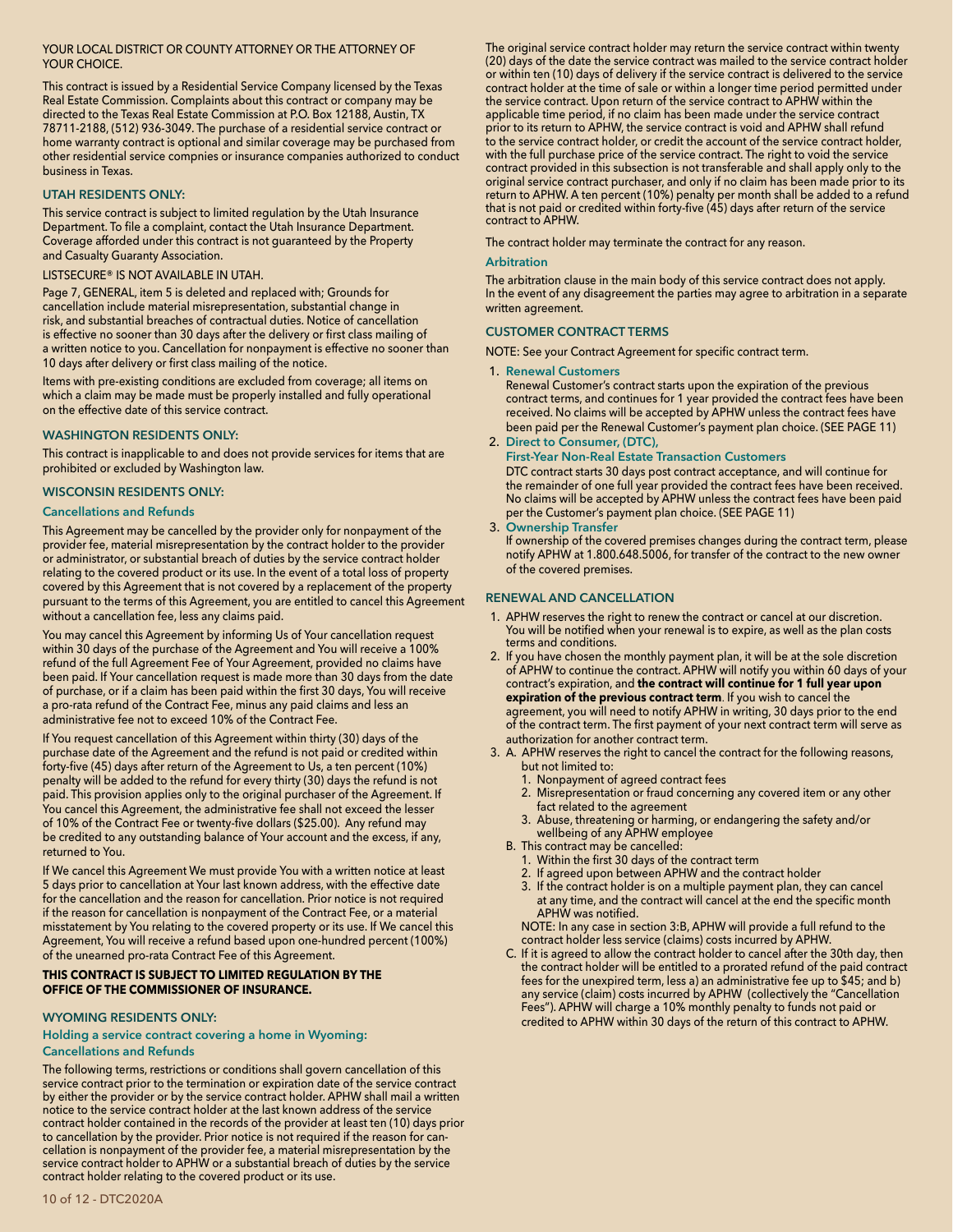YOUR LOCAL DISTRICT OR COUNTY ATTORNEY OR THE ATTORNEY OF YOUR CHOICE.

This contract is issued by a Residential Service Company licensed by the Texas Real Estate Commission. Complaints about this contract or company may be directed to the Texas Real Estate Commission at P.O. Box 12188, Austin, TX 78711-2188, (512) 936-3049. The purchase of a residential service contract or home warranty contract is optional and similar coverage may be purchased from other residential service compnies or insurance companies authorized to conduct business in Texas.

### UTAH RESIDENTS ONLY:

This service contract is subject to limited regulation by the Utah Insurance Department. To file a complaint, contact the Utah Insurance Department. Coverage afforded under this contract is not guaranteed by the Property and Casualty Guaranty Association.

LISTSECURE® IS NOT AVAILABLE IN UTAH.

Page 7, GENERAL, item 5 is deleted and replaced with; Grounds for cancellation include material misrepresentation, substantial change in risk, and substantial breaches of contractual duties. Notice of cancellation is effective no sooner than 30 days after the delivery or first class mailing of a written notice to you. Cancellation for nonpayment is effective no sooner than 10 days after delivery or first class mailing of the notice.

Items with pre-existing conditions are excluded from coverage; all items on which a claim may be made must be properly installed and fully operational on the effective date of this service contract.

### WASHINGTON RESIDENTS ONLY:

This contract is inapplicable to and does not provide services for items that are prohibited or excluded by Washington law.

### WISCONSIN RESIDENTS ONLY:

#### Cancellations and Refunds

This Agreement may be cancelled by the provider only for nonpayment of the provider fee, material misrepresentation by the contract holder to the provider or administrator, or substantial breach of duties by the service contract holder relating to the covered product or its use. In the event of a total loss of property covered by this Agreement that is not covered by a replacement of the property pursuant to the terms of this Agreement, you are entitled to cancel this Agreement without a cancellation fee, less any claims paid.

You may cancel this Agreement by informing Us of Your cancellation request within 30 days of the purchase of the Agreement and You will receive a 100% refund of the full Agreement Fee of Your Agreement, provided no claims have been paid. If Your cancellation request is made more than 30 days from the date of purchase, or if a claim has been paid within the first 30 days, You will receive a pro-rata refund of the Contract Fee, minus any paid claims and less an administrative fee not to exceed 10% of the Contract Fee.

If You request cancellation of this Agreement within thirty (30) days of the purchase date of the Agreement and the refund is not paid or credited within forty-five (45) days after return of the Agreement to Us, a ten percent (10%) penalty will be added to the refund for every thirty (30) days the refund is not paid. This provision applies only to the original purchaser of the Agreement. If You cancel this Agreement, the administrative fee shall not exceed the lesser of 10% of the Contract Fee or twenty-five dollars ($25.00). Any refund may be credited to any outstanding balance of Your account and the excess, if any, returned to You.

If We cancel this Agreement We must provide You with a written notice at least 5 days prior to cancellation at Your last known address, with the effective date for the cancellation and the reason for cancellation. Prior notice is not required if the reason for cancellation is nonpayment of the Contract Fee, or a material misstatement by You relating to the covered property or its use. If We cancel this Agreement, You will receive a refund based upon one-hundred percent (100%) of the unearned pro-rata Contract Fee of this Agreement.

**THIS CONTRACT IS SUBJECT TO LIMITED REGULATION BY THE OFFICE OF THE COMMISSIONER OF INSURANCE.**

### WYOMING RESIDENTS ONLY:

#### Holding a service contract covering a home in Wyoming: Cancellations and Refunds

The following terms, restrictions or conditions shall govern cancellation of this service contract prior to the termination or expiration date of the service contract by either the provider or by the service contract holder. APHW shall mail a written notice to the service contract holder at the last known address of the service contract holder contained in the records of the provider at least ten (10) days prior to cancellation by the provider. Prior notice is not required if the reason for cancellation is nonpayment of the provider fee, a material misrepresentation by the service contract holder to APHW or a substantial breach of duties by the service contract holder relating to the covered product or its use.

The original service contract holder may return the service contract within twenty (20) days of the date the service contract was mailed to the service contract holder or within ten (10) days of delivery if the service contract is delivered to the service contract holder at the time of sale or within a longer time period permitted under the service contract. Upon return of the service contract to APHW within the applicable time period, if no claim has been made under the service contract prior to its return to APHW, the service contract is void and APHW shall refund to the service contract holder, or credit the account of the service contract holder, with the full purchase price of the service contract. The right to void the service contract provided in this subsection is not transferable and shall apply only to the original service contract purchaser, and only if no claim has been made prior to its return to APHW. A ten percent (10%) penalty per month shall be added to a refund that is not paid or credited within forty-five (45) days after return of the service contract to APHW.

The contract holder may terminate the contract for any reason.

#### Arbitration

The arbitration clause in the main body of this service contract does not apply. In the event of any disagreement the parties may agree to arbitration in a separate written agreement.

### CUSTOMER CONTRACT TERMS

NOTE: See your Contract Agreement for specific contract term.

1. **Renewal Customers**
   Renewal Customer's contract starts upon the expiration of the previous contract terms, and continues for 1 year provided the contract fees have been received. No claims will be accepted by APHW unless the contract fees have been paid per the Renewal Customer's payment plan choice. (SEE PAGE 11)
2. **Direct to Consumer, (DTC), First-Year Non-Real Estate Transaction Customers**
   DTC contract starts 30 days post contract acceptance, and will continue for the remainder of one full year provided the contract fees have been received. No claims will be accepted by APHW unless the contract fees have been paid per the Customer's payment plan choice. (SEE PAGE 11)
3. **Ownership Transfer**
   If ownership of the covered premises changes during the contract term, please notify APHW at 1.800.648.5006, for transfer of the contract to the new owner of the covered premises.

### RENEWAL AND CANCELLATION

1. APHW reserves the right to renew the contract or cancel at our discretion. You will be notified when your renewal is to expire, as well as the plan costs terms and conditions.
2. If you have chosen the monthly payment plan, it will be at the sole discretion of APHW to continue the contract. APHW will notify you within 60 days of your contract's expiration, and **the contract will continue for 1 full year upon expiration of the previous contract term**. If you wish to cancel the agreement, you will need to notify APHW in writing, 30 days prior to the end of the contract term. The first payment of your next contract term will serve as authorization for another contract term.
3. A. APHW reserves the right to cancel the contract for the following reasons, but not limited to:
      1. Nonpayment of agreed contract fees
      2. Misrepresentation or fraud concerning any covered item or any other fact related to the agreement
      3. Abuse, threatening or harming, or endangering the safety and/or wellbeing of any APHW employee

   B. This contract may be cancelled:
      1. Within the first 30 days of the contract term
      2. If agreed upon between APHW and the contract holder
      3. If the contract holder is on a multiple payment plan, they can cancel at any time, and the contract will cancel at the end the specific month APHW was notified.

   NOTE: In any case in section 3:B, APHW will provide a full refund to the contract holder less service (claims) costs incurred by APHW.

   C. If it is agreed to allow the contract holder to cancel after the 30th day, then the contract holder will be entitled to a prorated refund of the paid contract fees for the unexpired term, less a) an administrative fee up to $45; and b) any service (claim) costs incurred by APHW (collectively the "Cancellation Fees"). APHW will charge a 10% monthly penalty to funds not paid or credited to APHW within 30 days of the return of this contract to APHW.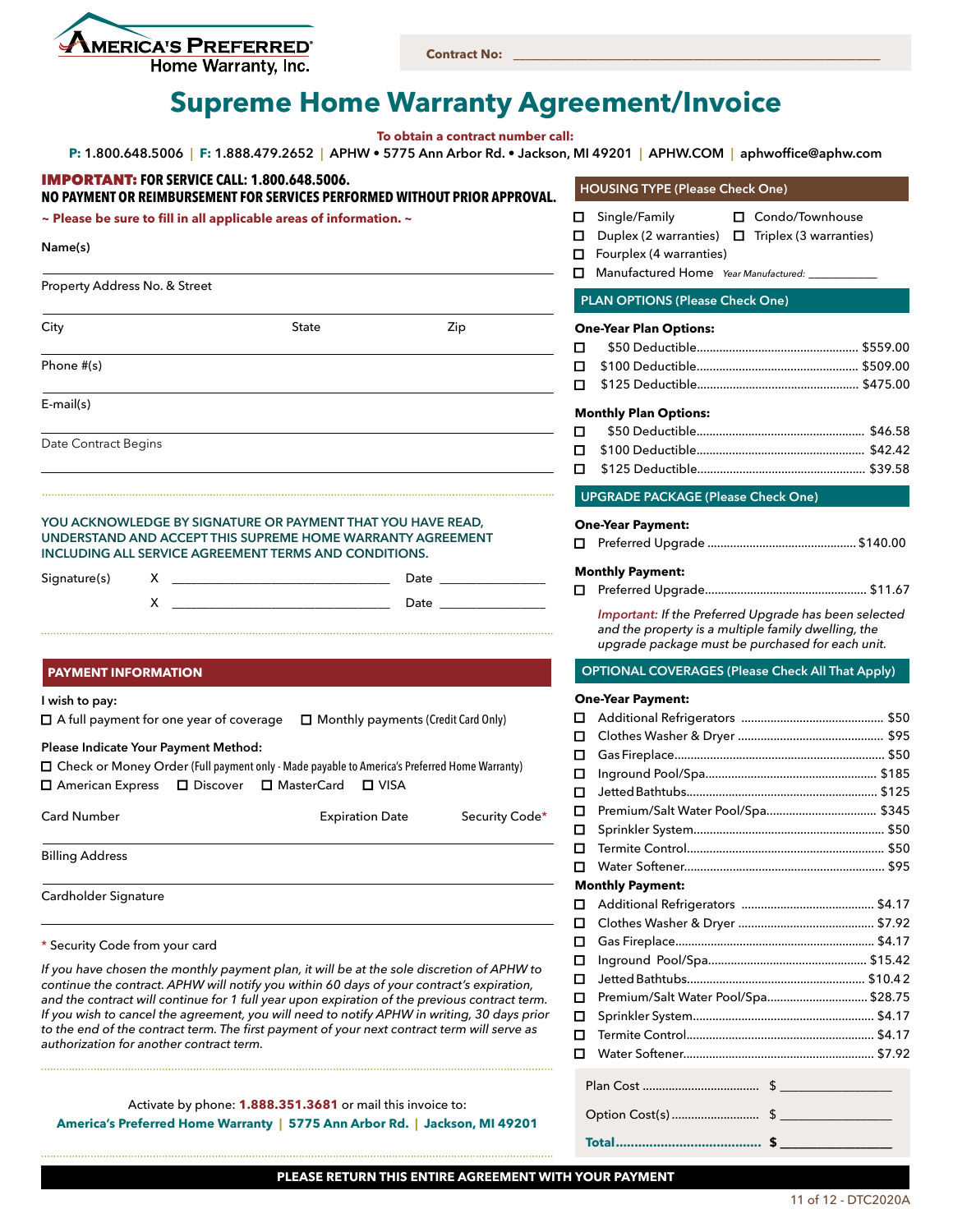**AMERICA'S PREFERRED**
Home Warranty, Inc.

**Contract No:** ______________________________

# Supreme Home Warranty Agreement/Invoice

**To obtain a contract number call:**
**P:** 1.800.648.5006 | **F:** 1.888.479.2652 | APHW • 5775 Ann Arbor Rd. • Jackson, MI 49201 | APHW.COM | aphwoffice@aphw.com

**IMPORTANT: FOR SERVICE CALL: 1.800.648.5006.**
**NO PAYMENT OR REIMBURSEMENT FOR SERVICES PERFORMED WITHOUT PRIOR APPROVAL.**

**~ Please be sure to fill in all applicable areas of information. ~**

Name(s) ______________________________

Property Address No. & Street ______________________________

City ______________ State ______________ Zip ______________

Phone #(s) ______________________________

E-mail(s) ______________________________

Date Contract Begins ______________________________

**YOU ACKNOWLEDGE BY SIGNATURE OR PAYMENT THAT YOU HAVE READ, UNDERSTAND AND ACCEPT THIS SUPREME HOME WARRANTY AGREEMENT INCLUDING ALL SERVICE AGREEMENT TERMS AND CONDITIONS.**

Signature(s) X ______________________ Date ______________

X ______________________ Date ______________

## PAYMENT INFORMATION

**I wish to pay:**
☐ A full payment for one year of coverage ☐ Monthly payments (Credit Card Only)

**Please Indicate Your Payment Method:**
☐ Check or Money Order (Full payment only - Made payable to America's Preferred Home Warranty)
☐ American Express ☐ Discover ☐ MasterCard ☐ VISA

Card Number ______________ Expiration Date ______________ Security Code* ______________

Billing Address ______________________________

Cardholder Signature ______________________________

\* Security Code from your card

*If you have chosen the monthly payment plan, it will be at the sole discretion of APHW to continue the contract. APHW will notify you within 60 days of your contract's expiration, and the contract will continue for 1 full year upon expiration of the previous contract term. If you wish to cancel the agreement, you will need to notify APHW in writing, 30 days prior to the end of the contract term. The first payment of your next contract term will serve as authorization for another contract term.*

Activate by phone: **1.888.351.3681** or mail this invoice to:
**America's Preferred Home Warranty | 5775 Ann Arbor Rd. | Jackson, MI 49201**

## HOUSING TYPE (Please Check One)

☐ Single/Family ☐ Condo/Townhouse
☐ Duplex (2 warranties) ☐ Triplex (3 warranties)
☐ Fourplex (4 warranties)
☐ Manufactured Home *Year Manufactured:* ___________

## PLAN OPTIONS (Please Check One)

**One-Year Plan Options:**
☐ $50 Deductible.......... $559.00
☐ $100 Deductible.......... $509.00
☐ $125 Deductible.......... $475.00

**Monthly Plan Options:**
☐ $50 Deductible.......... $46.58
☐ $100 Deductible.......... $42.42
☐ $125 Deductible.......... $39.58

## UPGRADE PACKAGE (Please Check One)

**One-Year Payment:**
☐ Preferred Upgrade.......... $140.00

**Monthly Payment:**
☐ Preferred Upgrade.......... $11.67

*Important: If the Preferred Upgrade has been selected and the property is a multiple family dwelling, the upgrade package must be purchased for each unit.*

## OPTIONAL COVERAGES (Please Check All That Apply)

**One-Year Payment:**
☐ Additional Refrigerators.......... $50
☐ Clothes Washer & Dryer.......... $95
☐ Gas Fireplace.......... $50
☐ Inground Pool/Spa.......... $185
☐ Jetted Bathtubs.......... $125
☐ Premium/Salt Water Pool/Spa.......... $345
☐ Sprinkler System.......... $50
☐ Termite Control.......... $50
☐ Water Softener.......... $95

**Monthly Payment:**
☐ Additional Refrigerators.......... $4.17
☐ Clothes Washer & Dryer.......... $7.92
☐ Gas Fireplace.......... $4.17
☐ Inground Pool/Spa.......... $15.42
☐ Jetted Bathtubs.......... $10.42
☐ Premium/Salt Water Pool/Spa.......... $28.75
☐ Sprinkler System.......... $4.17
☐ Termite Control.......... $4.17
☐ Water Softener.......... $7.92

Plan Cost.......... $ ______________
Option Cost(s).......... $ ______________
**Total.......... $** ______________

**PLEASE RETURN THIS ENTIRE AGREEMENT WITH YOUR PAYMENT**

DTC2020A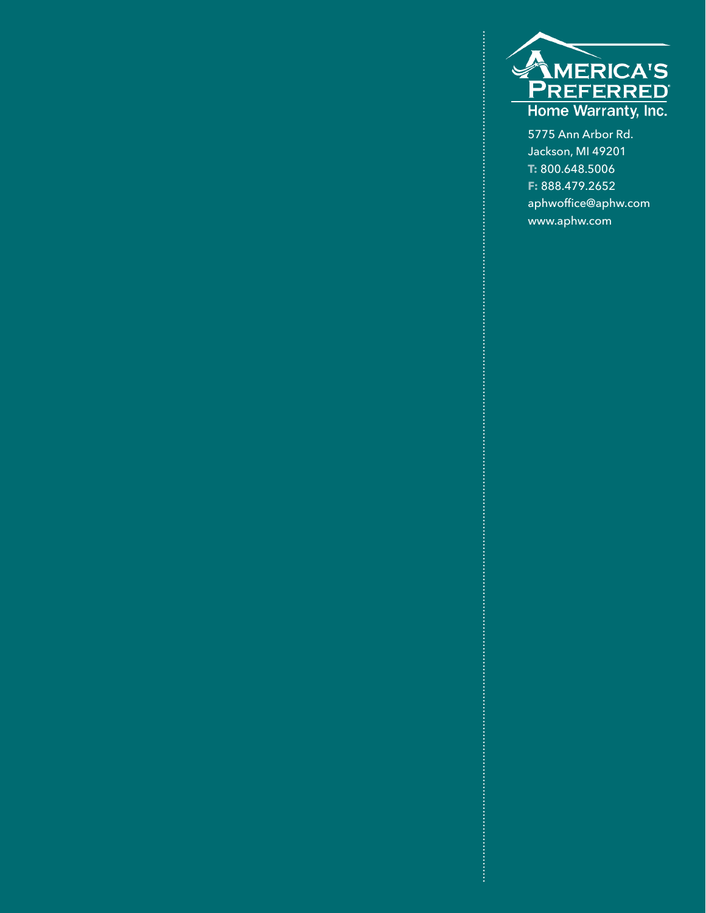America's Preferred Home Warranty, Inc.

5775 Ann Arbor Rd.
Jackson, MI 49201
**T:** 800.648.5006
**F:** 888.479.2652
aphwoffice@aphw.com
www.aphw.com